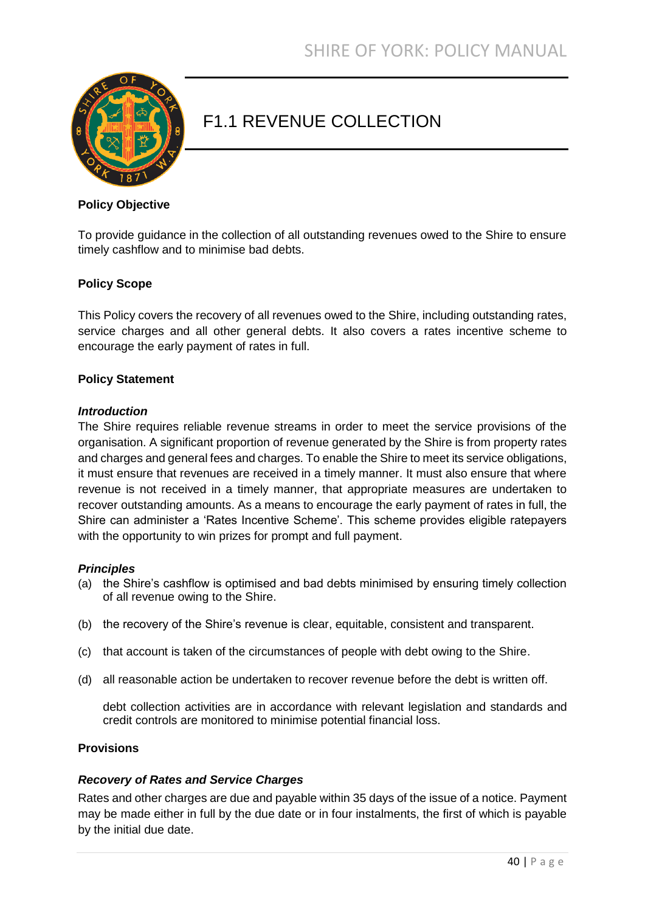# F1.1 REVENUE COLLECTION

**Policy Objective**

To provide guidance in the collection of all outstanding revenues owed to the Shire to ensure timely cashflow and to minimise bad debts.

**Policy Scope**

This Policy covers the recovery of all revenues owed to the Shire, including outstanding rates, service charges and all other general debts. It also covers a rates incentive scheme to encourage the early payment of rates in full.

**Policy Statement**

***Introduction***

The Shire requires reliable revenue streams in order to meet the service provisions of the organisation. A significant proportion of revenue generated by the Shire is from property rates and charges and general fees and charges. To enable the Shire to meet its service obligations, it must ensure that revenues are received in a timely manner. It must also ensure that where revenue is not received in a timely manner, that appropriate measures are undertaken to recover outstanding amounts. As a means to encourage the early payment of rates in full, the Shire can administer a 'Rates Incentive Scheme'. This scheme provides eligible ratepayers with the opportunity to win prizes for prompt and full payment.

***Principles***

(a) the Shire's cashflow is optimised and bad debts minimised by ensuring timely collection of all revenue owing to the Shire.

(b) the recovery of the Shire's revenue is clear, equitable, consistent and transparent.

(c) that account is taken of the circumstances of people with debt owing to the Shire.

(d) all reasonable action be undertaken to recover revenue before the debt is written off.

debt collection activities are in accordance with relevant legislation and standards and credit controls are monitored to minimise potential financial loss.

**Provisions**

***Recovery of Rates and Service Charges***

Rates and other charges are due and payable within 35 days of the issue of a notice. Payment may be made either in full by the due date or in four instalments, the first of which is payable by the initial due date.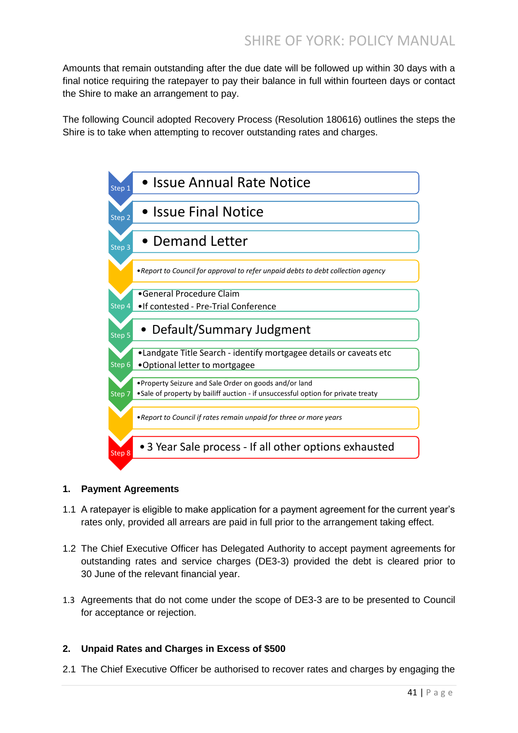Amounts that remain outstanding after the due date will be followed up within 30 days with a final notice requiring the ratepayer to pay their balance in full within fourteen days or contact the Shire to make an arrangement to pay.

The following Council adopted Recovery Process (Resolution 180616) outlines the steps the Shire is to take when attempting to recover outstanding rates and charges.

- **Step 1**
  - Issue Annual Rate Notice
- **Step 2**
  - Issue Final Notice
- **Step 3**
  - Demand Letter
- *Report to Council for approval to refer unpaid debts to debt collection agency*
- **Step 4**
  - General Procedure Claim
  - If contested - Pre-Trial Conference
- **Step 5**
  - Default/Summary Judgment
- **Step 6**
  - Landgate Title Search - identify mortgagee details or caveats etc
  - Optional letter to mortgagee
- **Step 7**
  - Property Seizure and Sale Order on goods and/or land
  - Sale of property by bailiff auction - if unsuccessful option for private treaty
- *Report to Council if rates remain unpaid for three or more years*
- **Step 8**
  - 3 Year Sale process - If all other options exhausted

## 1. Payment Agreements

1.1 A ratepayer is eligible to make application for a payment agreement for the current year's rates only, provided all arrears are paid in full prior to the arrangement taking effect.

1.2 The Chief Executive Officer has Delegated Authority to accept payment agreements for outstanding rates and service charges (DE3-3) provided the debt is cleared prior to 30 June of the relevant financial year.

1.3 Agreements that do not come under the scope of DE3-3 are to be presented to Council for acceptance or rejection.

## 2. Unpaid Rates and Charges in Excess of $500

2.1 The Chief Executive Officer be authorised to recover rates and charges by engaging the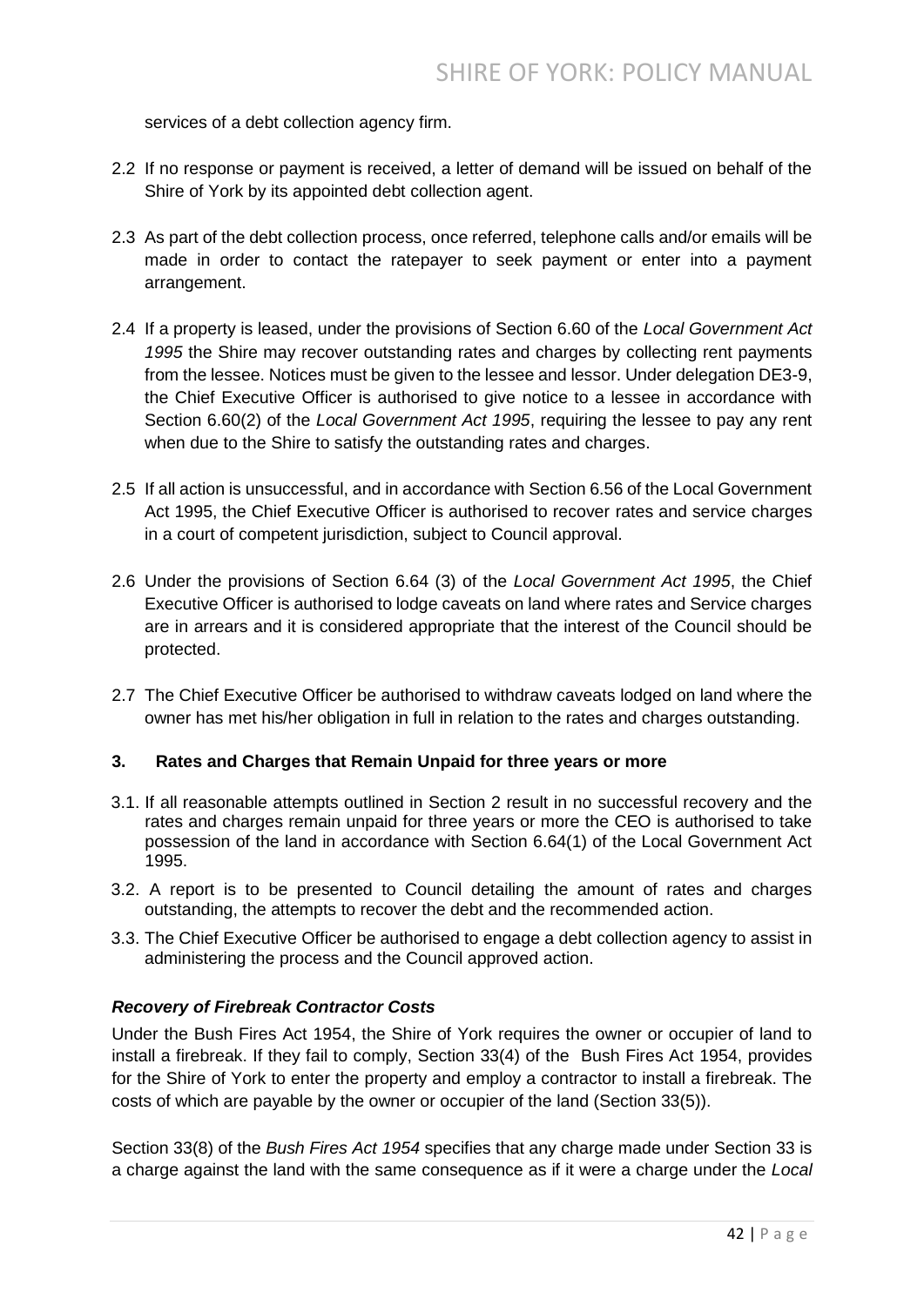services of a debt collection agency firm.

2.2 If no response or payment is received, a letter of demand will be issued on behalf of the Shire of York by its appointed debt collection agent.

2.3 As part of the debt collection process, once referred, telephone calls and/or emails will be made in order to contact the ratepayer to seek payment or enter into a payment arrangement.

2.4 If a property is leased, under the provisions of Section 6.60 of the *Local Government Act 1995* the Shire may recover outstanding rates and charges by collecting rent payments from the lessee. Notices must be given to the lessee and lessor. Under delegation DE3-9, the Chief Executive Officer is authorised to give notice to a lessee in accordance with Section 6.60(2) of the *Local Government Act 1995*, requiring the lessee to pay any rent when due to the Shire to satisfy the outstanding rates and charges.

2.5 If all action is unsuccessful, and in accordance with Section 6.56 of the Local Government Act 1995, the Chief Executive Officer is authorised to recover rates and service charges in a court of competent jurisdiction, subject to Council approval.

2.6 Under the provisions of Section 6.64 (3) of the *Local Government Act 1995*, the Chief Executive Officer is authorised to lodge caveats on land where rates and Service charges are in arrears and it is considered appropriate that the interest of the Council should be protected.

2.7 The Chief Executive Officer be authorised to withdraw caveats lodged on land where the owner has met his/her obligation in full in relation to the rates and charges outstanding.

**3. Rates and Charges that Remain Unpaid for three years or more**

3.1. If all reasonable attempts outlined in Section 2 result in no successful recovery and the rates and charges remain unpaid for three years or more the CEO is authorised to take possession of the land in accordance with Section 6.64(1) of the Local Government Act 1995.

3.2. A report is to be presented to Council detailing the amount of rates and charges outstanding, the attempts to recover the debt and the recommended action.

3.3. The Chief Executive Officer be authorised to engage a debt collection agency to assist in administering the process and the Council approved action.

***Recovery of Firebreak Contractor Costs***

Under the Bush Fires Act 1954, the Shire of York requires the owner or occupier of land to install a firebreak. If they fail to comply, Section 33(4) of the Bush Fires Act 1954, provides for the Shire of York to enter the property and employ a contractor to install a firebreak. The costs of which are payable by the owner or occupier of the land (Section 33(5)).

Section 33(8) of the *Bush Fires Act 1954* specifies that any charge made under Section 33 is a charge against the land with the same consequence as if it were a charge under the *Local*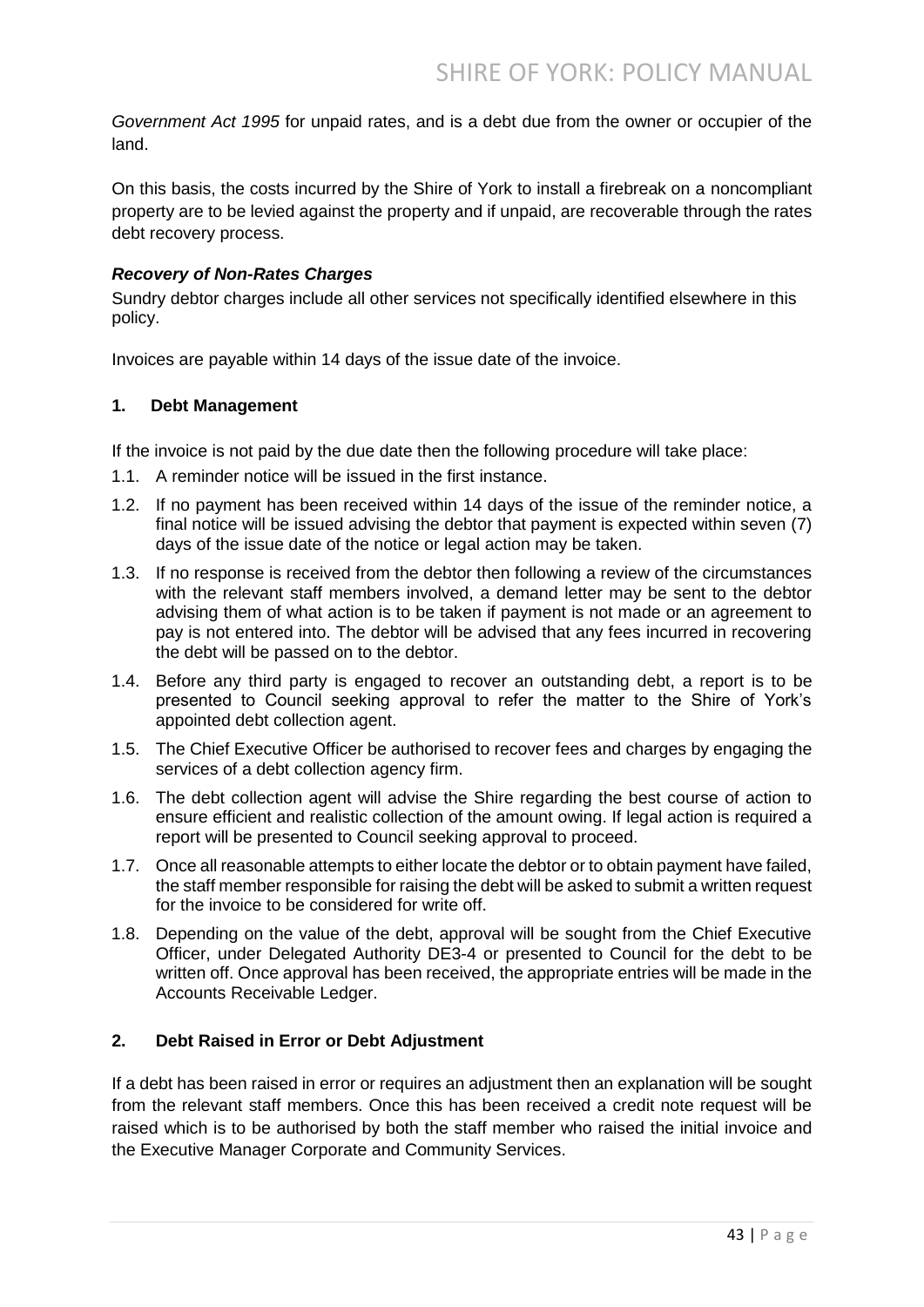*Government Act 1995* for unpaid rates, and is a debt due from the owner or occupier of the land.

On this basis, the costs incurred by the Shire of York to install a firebreak on a noncompliant property are to be levied against the property and if unpaid, are recoverable through the rates debt recovery process.

***Recovery of Non-Rates Charges***

Sundry debtor charges include all other services not specifically identified elsewhere in this policy.

Invoices are payable within 14 days of the issue date of the invoice.

**1. Debt Management**

If the invoice is not paid by the due date then the following procedure will take place:

1.1. A reminder notice will be issued in the first instance.

1.2. If no payment has been received within 14 days of the issue of the reminder notice, a final notice will be issued advising the debtor that payment is expected within seven (7) days of the issue date of the notice or legal action may be taken.

1.3. If no response is received from the debtor then following a review of the circumstances with the relevant staff members involved, a demand letter may be sent to the debtor advising them of what action is to be taken if payment is not made or an agreement to pay is not entered into. The debtor will be advised that any fees incurred in recovering the debt will be passed on to the debtor.

1.4. Before any third party is engaged to recover an outstanding debt, a report is to be presented to Council seeking approval to refer the matter to the Shire of York's appointed debt collection agent.

1.5. The Chief Executive Officer be authorised to recover fees and charges by engaging the services of a debt collection agency firm.

1.6. The debt collection agent will advise the Shire regarding the best course of action to ensure efficient and realistic collection of the amount owing. If legal action is required a report will be presented to Council seeking approval to proceed.

1.7. Once all reasonable attempts to either locate the debtor or to obtain payment have failed, the staff member responsible for raising the debt will be asked to submit a written request for the invoice to be considered for write off.

1.8. Depending on the value of the debt, approval will be sought from the Chief Executive Officer, under Delegated Authority DE3-4 or presented to Council for the debt to be written off. Once approval has been received, the appropriate entries will be made in the Accounts Receivable Ledger.

**2. Debt Raised in Error or Debt Adjustment**

If a debt has been raised in error or requires an adjustment then an explanation will be sought from the relevant staff members. Once this has been received a credit note request will be raised which is to be authorised by both the staff member who raised the initial invoice and the Executive Manager Corporate and Community Services.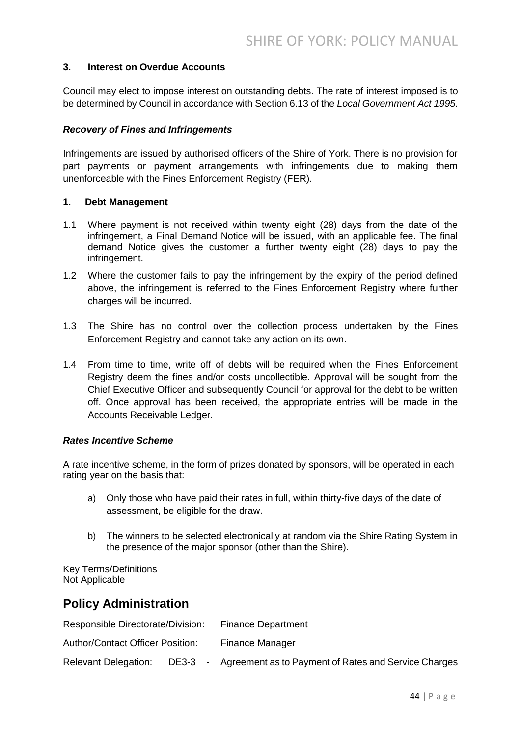### 3. Interest on Overdue Accounts

Council may elect to impose interest on outstanding debts. The rate of interest imposed is to be determined by Council in accordance with Section 6.13 of the *Local Government Act 1995*.

***Recovery of Fines and Infringements***

Infringements are issued by authorised officers of the Shire of York. There is no provision for part payments or payment arrangements with infringements due to making them unenforceable with the Fines Enforcement Registry (FER).

### 1. Debt Management

1.1 Where payment is not received within twenty eight (28) days from the date of the infringement, a Final Demand Notice will be issued, with an applicable fee. The final demand Notice gives the customer a further twenty eight (28) days to pay the infringement.

1.2 Where the customer fails to pay the infringement by the expiry of the period defined above, the infringement is referred to the Fines Enforcement Registry where further charges will be incurred.

1.3 The Shire has no control over the collection process undertaken by the Fines Enforcement Registry and cannot take any action on its own.

1.4 From time to time, write off of debts will be required when the Fines Enforcement Registry deem the fines and/or costs uncollectible. Approval will be sought from the Chief Executive Officer and subsequently Council for approval for the debt to be written off. Once approval has been received, the appropriate entries will be made in the Accounts Receivable Ledger.

***Rates Incentive Scheme***

A rate incentive scheme, in the form of prizes donated by sponsors, will be operated in each rating year on the basis that:

a) Only those who have paid their rates in full, within thirty-five days of the date of assessment, be eligible for the draw.

b) The winners to be selected electronically at random via the Shire Rating System in the presence of the major sponsor (other than the Shire).

Key Terms/Definitions
Not Applicable

## Policy Administration

| | |
|---|---|
| Responsible Directorate/Division: | Finance Department |
| Author/Contact Officer Position: | Finance Manager |
| Relevant Delegation: DE3-3 - | Agreement as to Payment of Rates and Service Charges |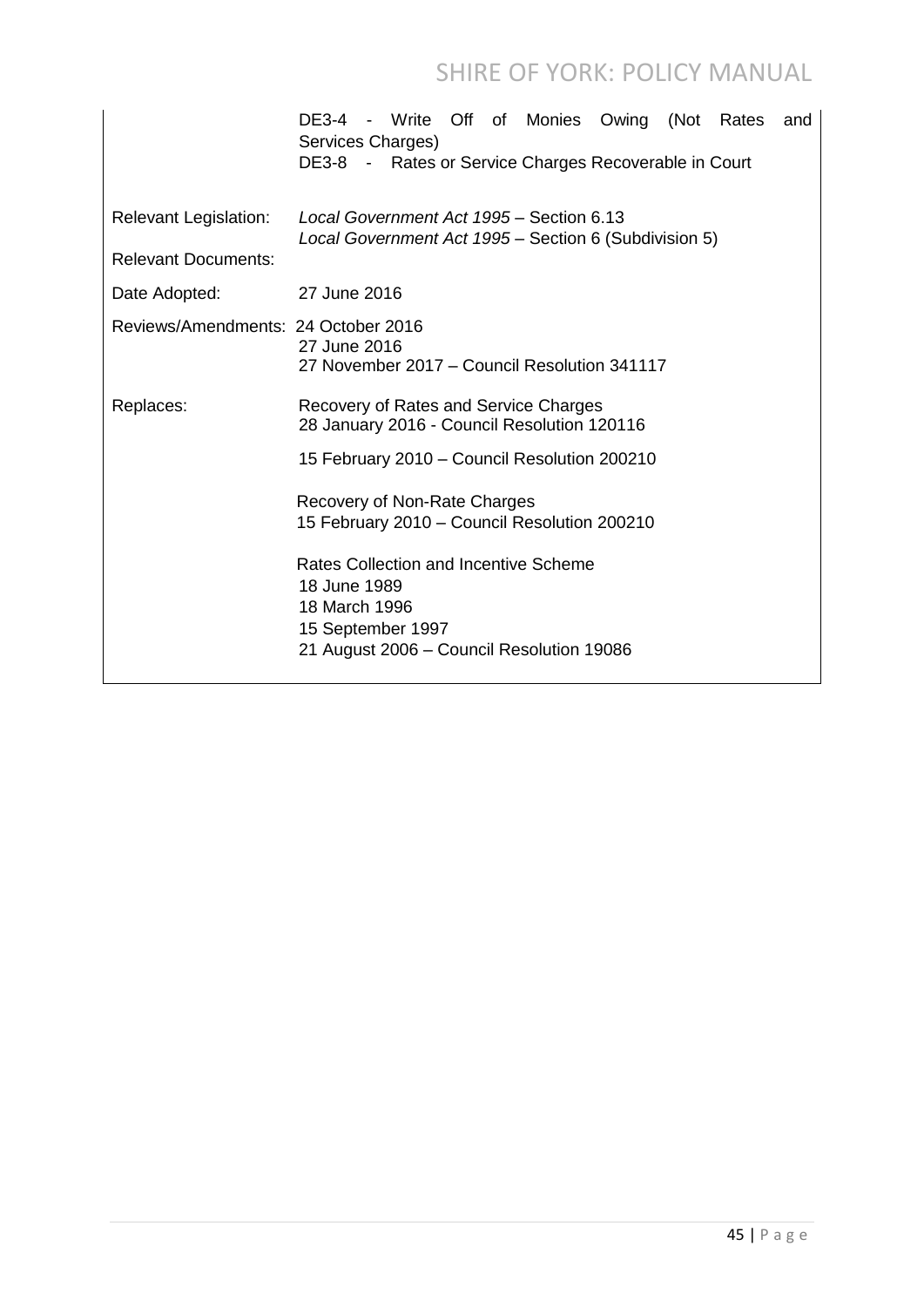| | |
|---|---|
| | DE3-4 - Write Off of Monies Owing (Not Rates and Services Charges)<br>DE3-8 - Rates or Service Charges Recoverable in Court |
| Relevant Legislation: | *Local Government Act 1995* – Section 6.13<br>*Local Government Act 1995* – Section 6 (Subdivision 5) |
| Relevant Documents: | |
| Date Adopted: | 27 June 2016 |
| Reviews/Amendments: | 24 October 2016<br>27 June 2016<br>27 November 2017 – Council Resolution 341117 |
| Replaces: | Recovery of Rates and Service Charges<br>28 January 2016 - Council Resolution 120116<br><br>15 February 2010 – Council Resolution 200210<br><br>Recovery of Non-Rate Charges<br>15 February 2010 – Council Resolution 200210<br><br>Rates Collection and Incentive Scheme<br>18 June 1989<br>18 March 1996<br>15 September 1997<br>21 August 2006 – Council Resolution 19086 |